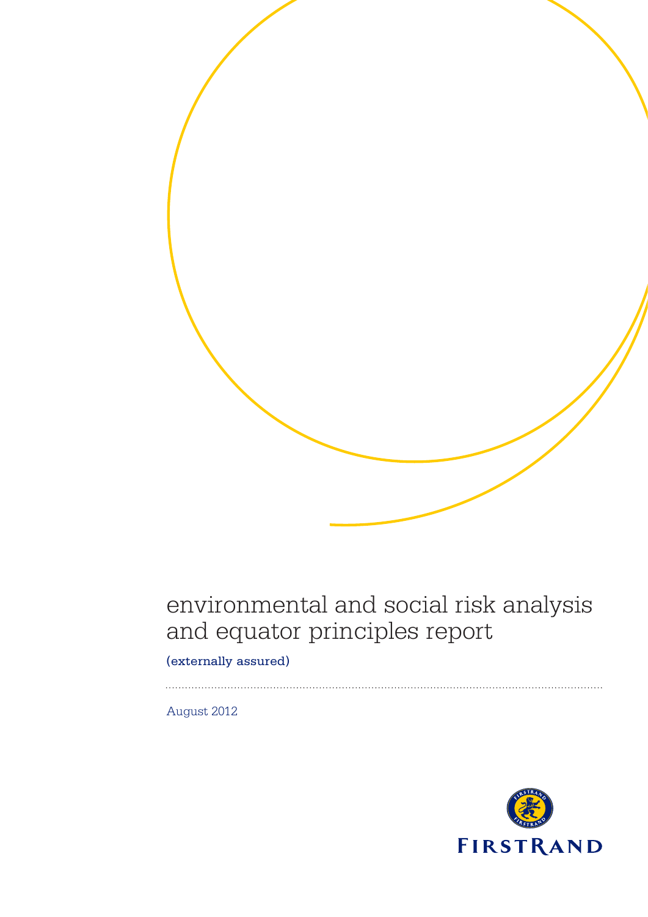# environmental and social risk analysis and equator principles report

(externally assured)

August 2012

FIRSTRAND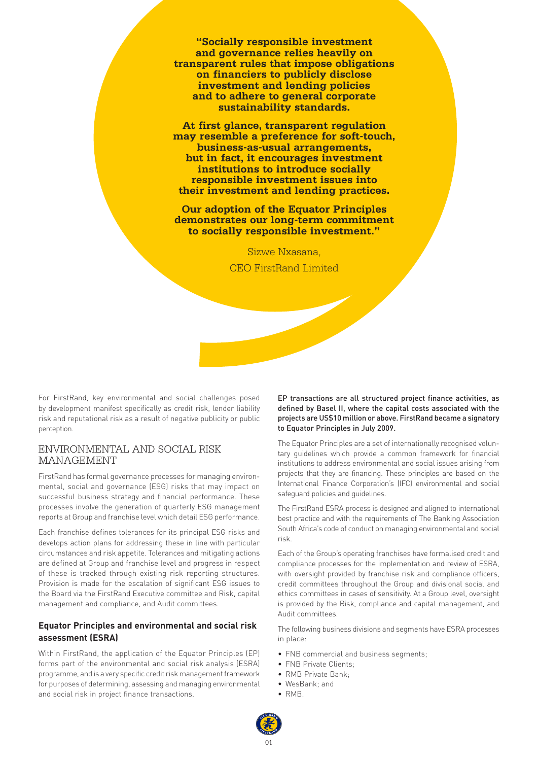**"Socially responsible investment and governance relies heavily on transparent rules that impose obligations on financiers to publicly disclose investment and lending policies and to adhere to general corporate sustainability standards.**

**At first glance, transparent regulation may resemble a preference for soft-touch, business-as-usual arrangements, but in fact, it encourages investment institutions to introduce socially responsible investment issues into their investment and lending practices.**

**Our adoption of the Equator Principles demonstrates our long-term commitment to socially responsible investment."**

Sizwe Nxasana,
CEO FirstRand Limited

For FirstRand, key environmental and social challenges posed by development manifest specifically as credit risk, lender liability risk and reputational risk as a result of negative publicity or public perception.

## ENVIRONMENTAL AND SOCIAL RISK MANAGEMENT

FirstRand has formal governance processes for managing environmental, social and governance (ESG) risks that may impact on successful business strategy and financial performance. These processes involve the generation of quarterly ESG management reports at Group and franchise level which detail ESG performance.

Each franchise defines tolerances for its principal ESG risks and develops action plans for addressing these in line with particular circumstances and risk appetite. Tolerances and mitigating actions are defined at Group and franchise level and progress in respect of these is tracked through existing risk reporting structures. Provision is made for the escalation of significant ESG issues to the Board via the FirstRand Executive committee and Risk, capital management and compliance, and Audit committees.

### Equator Principles and environmental and social risk assessment (ESRA)

Within FirstRand, the application of the Equator Principles (EP) forms part of the environmental and social risk analysis (ESRA) programme, and is a very specific credit risk management framework for purposes of determining, assessing and managing environmental and social risk in project finance transactions.

EP transactions are all structured project finance activities, as defined by Basel II, where the capital costs associated with the projects are US$10 million or above. FirstRand became a signatory to Equator Principles in July 2009.

The Equator Principles are a set of internationally recognised voluntary guidelines which provide a common framework for financial institutions to address environmental and social issues arising from projects that they are financing. These principles are based on the International Finance Corporation's (IFC) environmental and social safeguard policies and guidelines.

The FirstRand ESRA process is designed and aligned to international best practice and with the requirements of The Banking Association South Africa's code of conduct on managing environmental and social risk.

Each of the Group's operating franchises have formalised credit and compliance processes for the implementation and review of ESRA, with oversight provided by franchise risk and compliance officers, credit committees throughout the Group and divisional social and ethics committees in cases of sensitivity. At a Group level, oversight is provided by the Risk, compliance and capital management, and Audit committees.

The following business divisions and segments have ESRA processes in place:

- FNB commercial and business segments;
- FNB Private Clients;
- RMB Private Bank;
- WesBank; and
- RMB.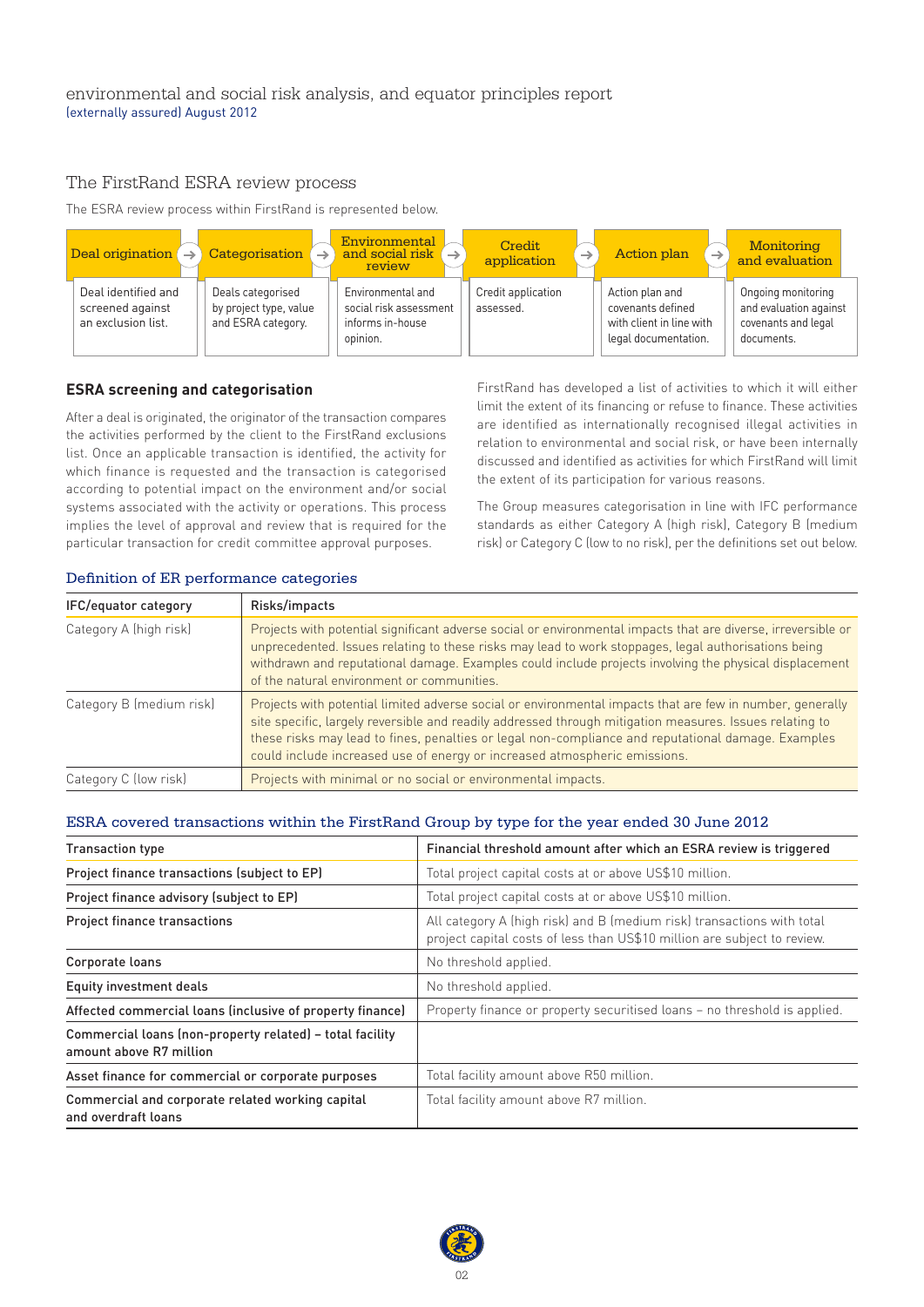# environmental and social risk analysis, and equator principles report

(externally assured) August 2012

## The FirstRand ESRA review process

The ESRA review process within FirstRand is represented below.

| Deal origination | Categorisation | Environmental and social risk review | Credit application | Action plan | Monitoring and evaluation |
|---|---|---|---|---|---|
| Deal identified and screened against an exclusion list. | Deals categorised by project type, value and ESRA category. | Environmental and social risk assessment informs in-house opinion. | Credit application assessed. | Action plan and covenants defined with client in line with legal documentation. | Ongoing monitoring and evaluation against covenants and legal documents. |

### ESRA screening and categorisation

After a deal is originated, the originator of the transaction compares the activities performed by the client to the FirstRand exclusions list. Once an applicable transaction is identified, the activity for which finance is requested and the transaction is categorised according to potential impact on the environment and/or social systems associated with the activity or operations. This process implies the level of approval and review that is required for the particular transaction for credit committee approval purposes.

FirstRand has developed a list of activities to which it will either limit the extent of its financing or refuse to finance. These activities are identified as internationally recognised illegal activities in relation to environmental and social risk, or have been internally discussed and identified as activities for which FirstRand will limit the extent of its participation for various reasons.

The Group measures categorisation in line with IFC performance standards as either Category A (high risk), Category B (medium risk) or Category C (low to no risk), per the definitions set out below.

### Definition of ER performance categories

| IFC/equator category | Risks/impacts |
|---|---|
| Category A (high risk) | Projects with potential significant adverse social or environmental impacts that are diverse, irreversible or unprecedented. Issues relating to these risks may lead to work stoppages, legal authorisations being withdrawn and reputational damage. Examples could include projects involving the physical displacement of the natural environment or communities. |
| Category B (medium risk) | Projects with potential limited adverse social or environmental impacts that are few in number, generally site specific, largely reversible and readily addressed through mitigation measures. Issues relating to these risks may lead to fines, penalties or legal non-compliance and reputational damage. Examples could include increased use of energy or increased atmospheric emissions. |
| Category C (low risk) | Projects with minimal or no social or environmental impacts. |

### ESRA covered transactions within the FirstRand Group by type for the year ended 30 June 2012

| Transaction type | Financial threshold amount after which an ESRA review is triggered |
|---|---|
| Project finance transactions (subject to EP) | Total project capital costs at or above US$10 million. |
| Project finance advisory (subject to EP) | Total project capital costs at or above US$10 million. |
| Project finance transactions | All category A (high risk) and B (medium risk) transactions with total project capital costs of less than US$10 million are subject to review. |
| Corporate loans | No threshold applied. |
| Equity investment deals | No threshold applied. |
| Affected commercial loans (inclusive of property finance) | Property finance or property securitised loans – no threshold is applied. |
| Commercial loans (non-property related) – total facility amount above R7 million | |
| Asset finance for commercial or corporate purposes | Total facility amount above R50 million. |
| Commercial and corporate related working capital and overdraft loans | Total facility amount above R7 million. |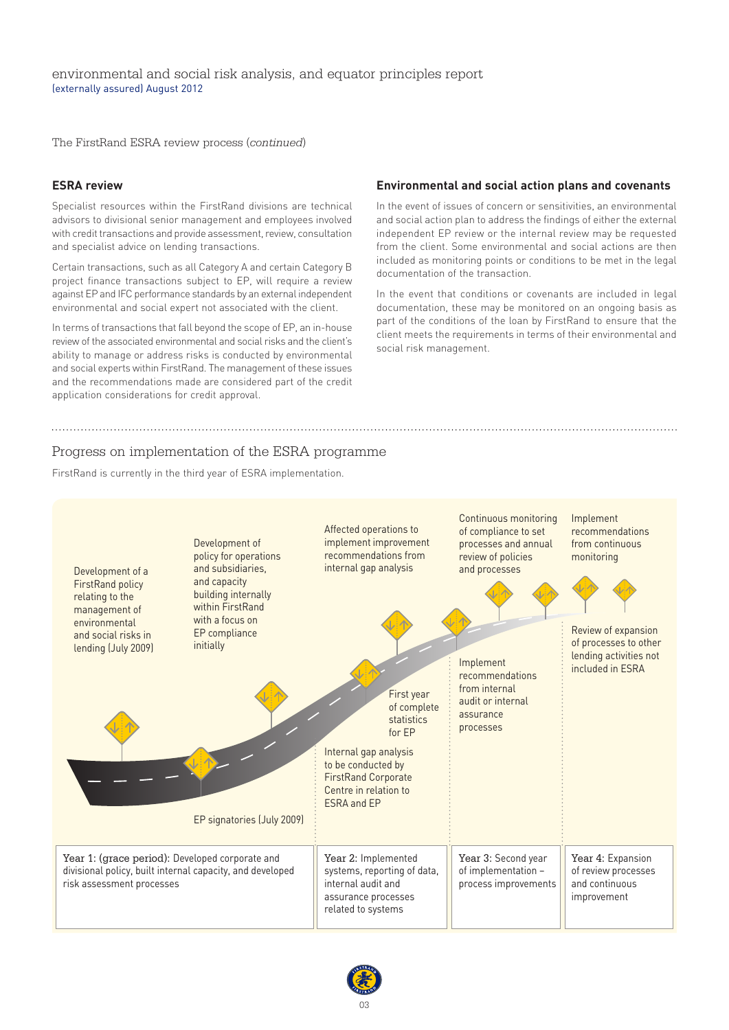The FirstRand ESRA review process (*continued*)

### ESRA review

Specialist resources within the FirstRand divisions are technical advisors to divisional senior management and employees involved with credit transactions and provide assessment, review, consultation and specialist advice on lending transactions.

Certain transactions, such as all Category A and certain Category B project finance transactions subject to EP, will require a review against EP and IFC performance standards by an external independent environmental and social expert not associated with the client.

In terms of transactions that fall beyond the scope of EP, an in-house review of the associated environmental and social risks and the client's ability to manage or address risks is conducted by environmental and social experts within FirstRand. The management of these issues and the recommendations made are considered part of the credit application considerations for credit approval.

### Environmental and social action plans and covenants

In the event of issues of concern or sensitivities, an environmental and social action plan to address the findings of either the external independent EP review or the internal review may be requested from the client. Some environmental and social actions are then included as monitoring points or conditions to be met in the legal documentation of the transaction.

In the event that conditions or covenants are included in legal documentation, these may be monitored on an ongoing basis as part of the conditions of the loan by FirstRand to ensure that the client meets the requirements in terms of their environmental and social risk management.

## Progress on implementation of the ESRA programme

FirstRand is currently in the third year of ESRA implementation.

- Development of a FirstRand policy relating to the management of environmental and social risks in lending (July 2009)
- EP signatories (July 2009)
- Development of policy for operations and subsidiaries, and capacity building internally within FirstRand with a focus on EP compliance initially
- Internal gap analysis to be conducted by FirstRand Corporate Centre in relation to ESRA and EP
- First year of complete statistics for EP
- Affected operations to implement improvement recommendations from internal gap analysis
- Implement recommendations from internal audit or internal assurance processes
- Continuous monitoring of compliance to set processes and annual review of policies and processes
- Implement recommendations from continuous monitoring
- Review of expansion of processes to other lending activities not included in ESRA

| Year 1: (grace period): Developed corporate and divisional policy, built internal capacity, and developed risk assessment processes | Year 2: Implemented systems, reporting of data, internal audit and assurance processes related to systems | Year 3: Second year of implementation – process improvements | Year 4: Expansion of review processes and continuous improvement |
|---|---|---|---|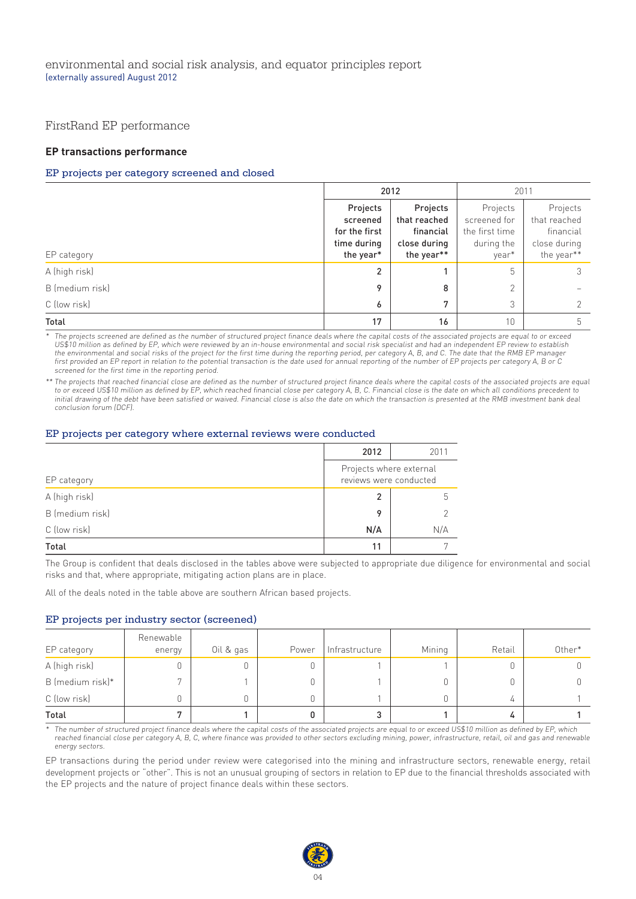## FirstRand EP performance

### EP transactions performance

#### EP projects per category screened and closed

| EP category | 2012 | | 2011 | |
|---|---|---|---|---|
| | Projects screened for the first time during the year* | Projects that reached financial close during the year** | Projects screened for the first time during the year* | Projects that reached financial close during the year** |
| A (high risk) | 2 | 1 | 5 | 3 |
| B (medium risk) | 9 | 8 | 2 | – |
| C (low risk) | 6 | 7 | 3 | 2 |
| **Total** | **17** | **16** | 10 | 5 |

*\* The projects screened are defined as the number of structured project finance deals where the capital costs of the associated projects are equal to or exceed US$10 million as defined by EP, which were reviewed by an in-house environmental and social risk specialist and had an independent EP review to establish the environmental and social risks of the project for the first time during the reporting period, per category A, B, and C. The date that the RMB EP manager first provided an EP report in relation to the potential transaction is the date used for annual reporting of the number of EP projects per category A, B or C screened for the first time in the reporting period.*

*\*\* The projects that reached financial close are defined as the number of structured project finance deals where the capital costs of the associated projects are equal to or exceed US$10 million as defined by EP, which reached financial close per category A, B, C. Financial close is the date on which all conditions precedent to initial drawing of the debt have been satisfied or waived. Financial close is also the date on which the transaction is presented at the RMB investment bank deal conclusion forum (DCF).*

#### EP projects per category where external reviews were conducted

| EP category | 2012 | 2011 |
|---|---|---|
| | Projects where external reviews were conducted | |
| A (high risk) | 2 | 5 |
| B (medium risk) | 9 | 2 |
| C (low risk) | N/A | N/A |
| **Total** | **11** | 7 |

The Group is confident that deals disclosed in the tables above were subjected to appropriate due diligence for environmental and social risks and that, where appropriate, mitigating action plans are in place.

All of the deals noted in the table above are southern African based projects.

#### EP projects per industry sector (screened)

| EP category | Renewable energy | Oil & gas | Power | Infrastructure | Mining | Retail | Other* |
|---|---|---|---|---|---|---|---|
| A (high risk) | 0 | 0 | 0 | 1 | 1 | 0 | 0 |
| B (medium risk)* | 7 | 1 | 0 | 1 | 0 | 0 | 0 |
| C (low risk) | 0 | 0 | 0 | 1 | 0 | 4 | 1 |
| **Total** | **7** | **1** | **0** | **3** | **1** | **4** | **1** |

*\* The number of structured project finance deals where the capital costs of the associated projects are equal to or exceed US$10 million as defined by EP, which reached financial close per category A, B, C, where finance was provided to other sectors excluding mining, power, infrastructure, retail, oil and gas and renewable energy sectors.*

EP transactions during the period under review were categorised into the mining and infrastructure sectors, renewable energy, retail development projects or "other". This is not an unusual grouping of sectors in relation to EP due to the financial thresholds associated with the EP projects and the nature of project finance deals within these sectors.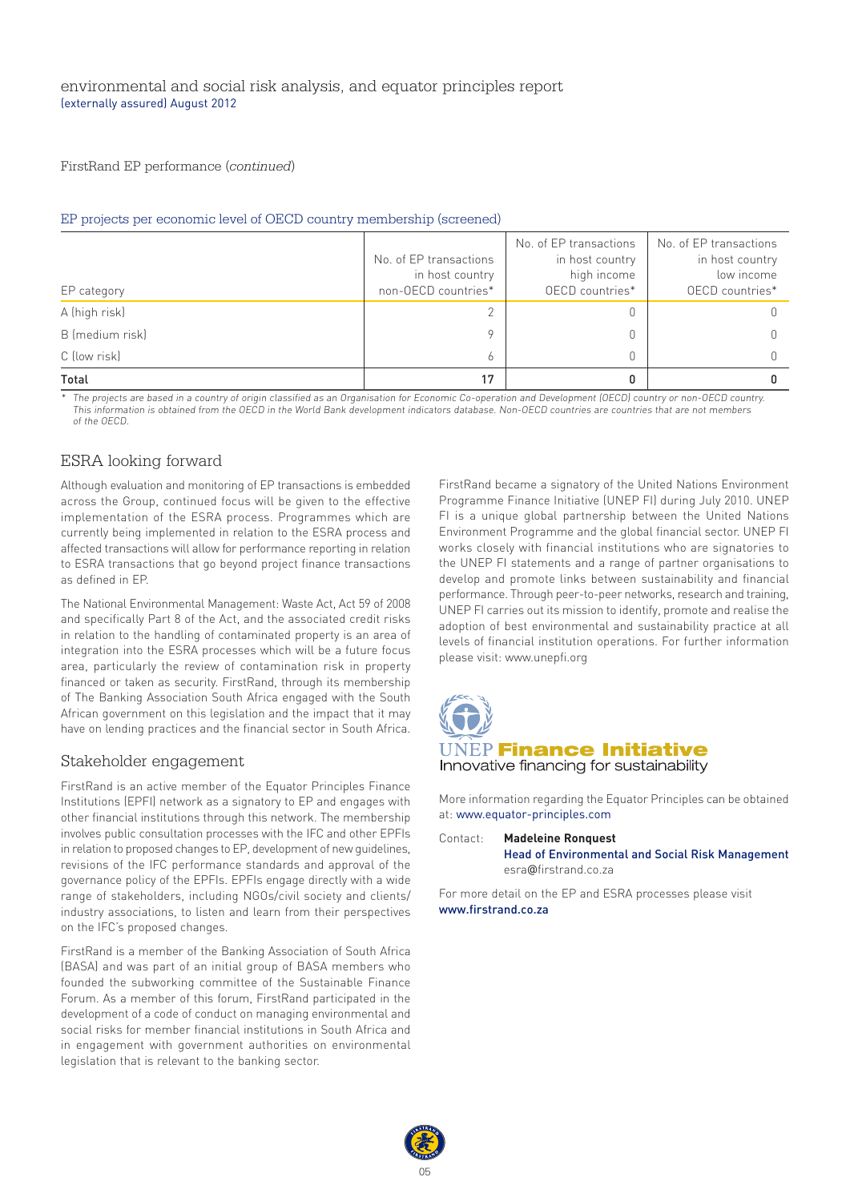FirstRand EP performance (*continued*)

EP projects per economic level of OECD country membership (screened)

| EP category | No. of EP transactions in host country non-OECD countries* | No. of EP transactions in host country high income OECD countries* | No. of EP transactions in host country low income OECD countries* |
|---|---|---|---|
| A (high risk) | 2 | 0 | 0 |
| B (medium risk) | 9 | 0 | 0 |
| C (low risk) | 6 | 0 | 0 |
| **Total** | **17** | **0** | **0** |

\* *The projects are based in a country of origin classified as an Organisation for Economic Co-operation and Development (OECD) country or non-OECD country. This information is obtained from the OECD in the World Bank development indicators database. Non-OECD countries are countries that are not members of the OECD.*

## ESRA looking forward

Although evaluation and monitoring of EP transactions is embedded across the Group, continued focus will be given to the effective implementation of the ESRA process. Programmes which are currently being implemented in relation to the ESRA process and affected transactions will allow for performance reporting in relation to ESRA transactions that go beyond project finance transactions as defined in EP.

The National Environmental Management: Waste Act, Act 59 of 2008 and specifically Part 8 of the Act, and the associated credit risks in relation to the handling of contaminated property is an area of integration into the ESRA processes which will be a future focus area, particularly the review of contamination risk in property financed or taken as security. FirstRand, through its membership of The Banking Association South Africa engaged with the South African government on this legislation and the impact that it may have on lending practices and the financial sector in South Africa.

## Stakeholder engagement

FirstRand is an active member of the Equator Principles Finance Institutions (EPFI) network as a signatory to EP and engages with other financial institutions through this network. The membership involves public consultation processes with the IFC and other EPFIs in relation to proposed changes to EP, development of new guidelines, revisions of the IFC performance standards and approval of the governance policy of the EPFIs. EPFIs engage directly with a wide range of stakeholders, including NGOs/civil society and clients/industry associations, to listen and learn from their perspectives on the IFC's proposed changes.

FirstRand is a member of the Banking Association of South Africa (BASA) and was part of an initial group of BASA members who founded the subworking committee of the Sustainable Finance Forum. As a member of this forum, FirstRand participated in the development of a code of conduct on managing environmental and social risks for member financial institutions in South Africa and in engagement with government authorities on environmental legislation that is relevant to the banking sector.

FirstRand became a signatory of the United Nations Environment Programme Finance Initiative (UNEP FI) during July 2010. UNEP FI is a unique global partnership between the United Nations Environment Programme and the global financial sector. UNEP FI works closely with financial institutions who are signatories to the UNEP FI statements and a range of partner organisations to develop and promote links between sustainability and financial performance. Through peer-to-peer networks, research and training, UNEP FI carries out its mission to identify, promote and realise the adoption of best environmental and sustainability practice at all levels of financial institution operations. For further information please visit: www.unepfi.org

UNEP **Finance Initiative**
Innovative financing for sustainability

More information regarding the Equator Principles can be obtained at: www.equator-principles.com

Contact: **Madeleine Ronquest**
**Head of Environmental and Social Risk Management**
esra@firstrand.co.za

For more detail on the EP and ESRA processes please visit www.firstrand.co.za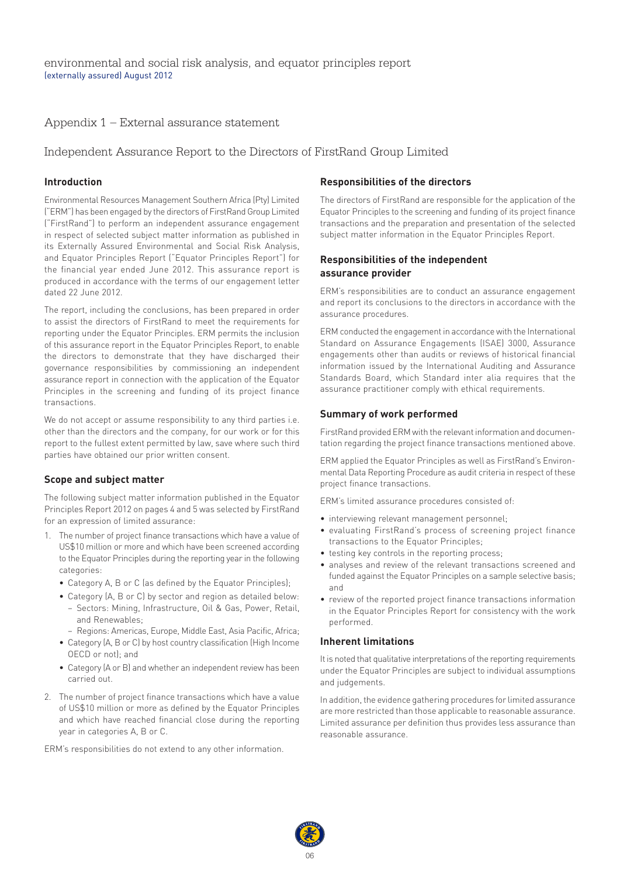# Appendix 1 – External assurance statement

## Independent Assurance Report to the Directors of FirstRand Group Limited

### Introduction

Environmental Resources Management Southern Africa (Pty) Limited ("ERM") has been engaged by the directors of FirstRand Group Limited ("FirstRand") to perform an independent assurance engagement in respect of selected subject matter information as published in its Externally Assured Environmental and Social Risk Analysis, and Equator Principles Report ("Equator Principles Report") for the financial year ended June 2012. This assurance report is produced in accordance with the terms of our engagement letter dated 22 June 2012.

The report, including the conclusions, has been prepared in order to assist the directors of FirstRand to meet the requirements for reporting under the Equator Principles. ERM permits the inclusion of this assurance report in the Equator Principles Report, to enable the directors to demonstrate that they have discharged their governance responsibilities by commissioning an independent assurance report in connection with the application of the Equator Principles in the screening and funding of its project finance transactions.

We do not accept or assume responsibility to any third parties i.e. other than the directors and the company, for our work or for this report to the fullest extent permitted by law, save where such third parties have obtained our prior written consent.

### Scope and subject matter

The following subject matter information published in the Equator Principles Report 2012 on pages 4 and 5 was selected by FirstRand for an expression of limited assurance:

1. The number of project finance transactions which have a value of US$10 million or more and which have been screened according to the Equator Principles during the reporting year in the following categories:
   - Category A, B or C (as defined by the Equator Principles);
   - Category (A, B or C) by sector and region as detailed below:
     - Sectors: Mining, Infrastructure, Oil & Gas, Power, Retail, and Renewables;
     - Regions: Americas, Europe, Middle East, Asia Pacific, Africa;
   - Category (A, B or C) by host country classification (High Income OECD or not); and
   - Category (A or B) and whether an independent review has been carried out.
2. The number of project finance transactions which have a value of US$10 million or more as defined by the Equator Principles and which have reached financial close during the reporting year in categories A, B or C.

ERM's responsibilities do not extend to any other information.

### Responsibilities of the directors

The directors of FirstRand are responsible for the application of the Equator Principles to the screening and funding of its project finance transactions and the preparation and presentation of the selected subject matter information in the Equator Principles Report.

### Responsibilities of the independent assurance provider

ERM's responsibilities are to conduct an assurance engagement and report its conclusions to the directors in accordance with the assurance procedures.

ERM conducted the engagement in accordance with the International Standard on Assurance Engagements (ISAE) 3000, Assurance engagements other than audits or reviews of historical financial information issued by the International Auditing and Assurance Standards Board, which Standard inter alia requires that the assurance practitioner comply with ethical requirements.

### Summary of work performed

FirstRand provided ERM with the relevant information and documentation regarding the project finance transactions mentioned above.

ERM applied the Equator Principles as well as FirstRand's Environmental Data Reporting Procedure as audit criteria in respect of these project finance transactions.

ERM's limited assurance procedures consisted of:

- interviewing relevant management personnel;
- evaluating FirstRand's process of screening project finance transactions to the Equator Principles;
- testing key controls in the reporting process;
- analyses and review of the relevant transactions screened and funded against the Equator Principles on a sample selective basis; and
- review of the reported project finance transactions information in the Equator Principles Report for consistency with the work performed.

### Inherent limitations

It is noted that qualitative interpretations of the reporting requirements under the Equator Principles are subject to individual assumptions and judgements.

In addition, the evidence gathering procedures for limited assurance are more restricted than those applicable to reasonable assurance. Limited assurance per definition thus provides less assurance than reasonable assurance.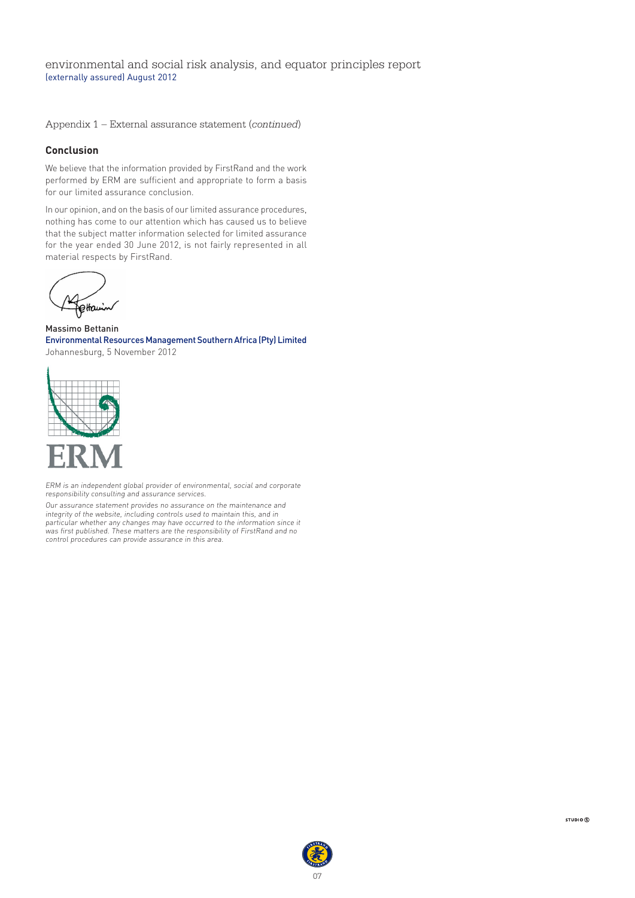Appendix 1 – External assurance statement (*continued*)

## Conclusion

We believe that the information provided by FirstRand and the work performed by ERM are sufficient and appropriate to form a basis for our limited assurance conclusion.

In our opinion, and on the basis of our limited assurance procedures, nothing has come to our attention which has caused us to believe that the subject matter information selected for limited assurance for the year ended 30 June 2012, is not fairly represented in all material respects by FirstRand.

Massimo Bettanin
Environmental Resources Management Southern Africa (Pty) Limited
Johannesburg, 5 November 2012

ERM

*ERM is an independent global provider of environmental, social and corporate responsibility consulting and assurance services.*

*Our assurance statement provides no assurance on the maintenance and integrity of the website, including controls used to maintain this, and in particular whether any changes may have occurred to the information since it was first published. These matters are the responsibility of FirstRand and no control procedures can provide assurance in this area.*